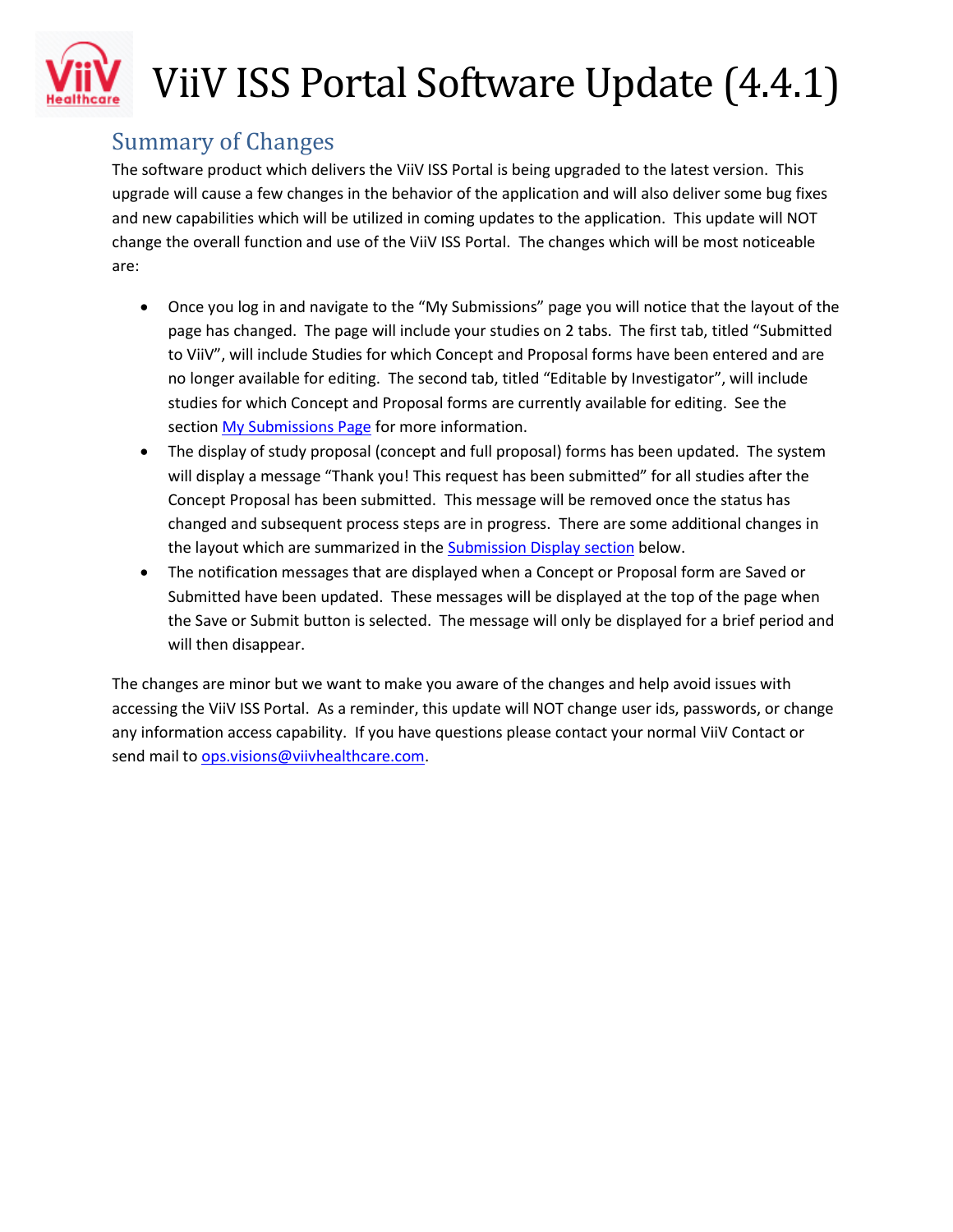# ViiV ISS Portal Software Update (4.4.1)

## Summary of Changes

The software product which delivers the ViiV ISS Portal is being upgraded to the latest version. This upgrade will cause a few changes in the behavior of the application and will also deliver some bug fixes and new capabilities which will be utilized in coming updates to the application. This update will NOT change the overall function and use of the ViiV ISS Portal. The changes which will be most noticeable are:

- Once you log in and navigate to the "My Submissions" page you will notice that the layout of the page has changed. The page will include your studies on 2 tabs. The first tab, titled "Submitted to ViiV", will include Studies for which Concept and Proposal forms have been entered and are no longer available for editing. The second tab, titled "Editable by Investigator", will include studies for which Concept and Proposal forms are currently available for editing. See the section [My Submissions Page](#) for more information.
- The display of study proposal (concept and full proposal) forms has been updated. The system will display a message "Thank you! This request has been submitted" for all studies after the Concept Proposal has been submitted. This message will be removed once the status has changed and subsequent process steps are in progress. There are some additional changes in the layout which are summarized in the [Submission Display section](#) below.
- The notification messages that are displayed when a Concept or Proposal form are Saved or Submitted have been updated. These messages will be displayed at the top of the page when the Save or Submit button is selected. The message will only be displayed for a brief period and will then disappear.

The changes are minor but we want to make you aware of the changes and help avoid issues with accessing the ViiV ISS Portal. As a reminder, this update will NOT change user ids, passwords, or change any information access capability. If you have questions please contact your normal ViiV Contact or send mail to [ops.visions@viivhealthcare.com](mailto:ops.visions@viivhealthcare.com).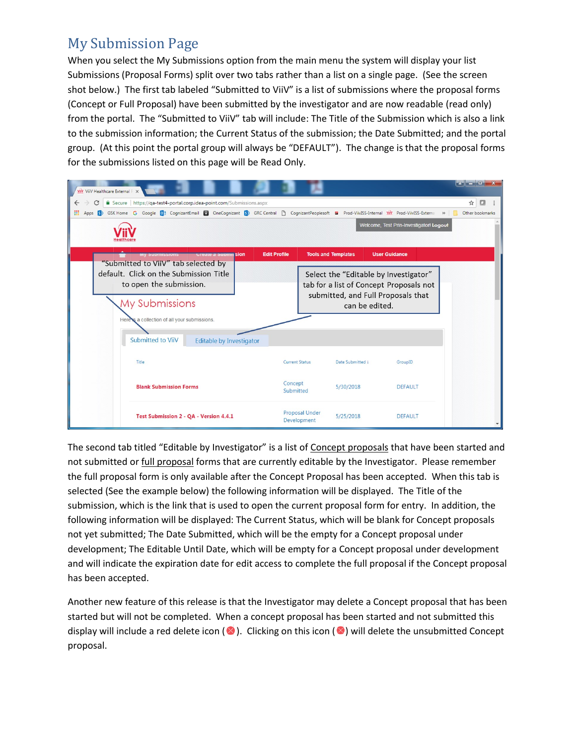## My Submission Page

When you select the My Submissions option from the main menu the system will display your list Submissions (Proposal Forms) split over two tabs rather than a list on a single page. (See the screen shot below.) The first tab labeled "Submitted to ViiV" is a list of submissions where the proposal forms (Concept or Full Proposal) have been submitted by the investigator and are now readable (read only) from the portal. The "Submitted to ViiV" tab will include: The Title of the Submission which is also a link to the submission information; the Current Status of the submission; the Date Submitted; and the portal group. (At this point the portal group will always be "DEFAULT"). The change is that the proposal forms for the submissions listed on this page will be Read Only.

The second tab titled "Editable by Investigator" is a list of Concept proposals that have been started and not submitted or full proposal forms that are currently editable by the Investigator. Please remember the full proposal form is only available after the Concept Proposal has been accepted. When this tab is selected (See the example below) the following information will be displayed. The Title of the submission, which is the link that is used to open the current proposal form for entry. In addition, the following information will be displayed: The Current Status, which will be blank for Concept proposals not yet submitted; The Date Submitted, which will be the empty for a Concept proposal under development; The Editable Until Date, which will be empty for a Concept proposal under development and will indicate the expiration date for edit access to complete the full proposal if the Concept proposal has been accepted.

Another new feature of this release is that the Investigator may delete a Concept proposal that has been started but will not be completed. When a concept proposal has been started and not submitted this display will include a red delete icon (⊗). Clicking on this icon (⊗) will delete the unsubmitted Concept proposal.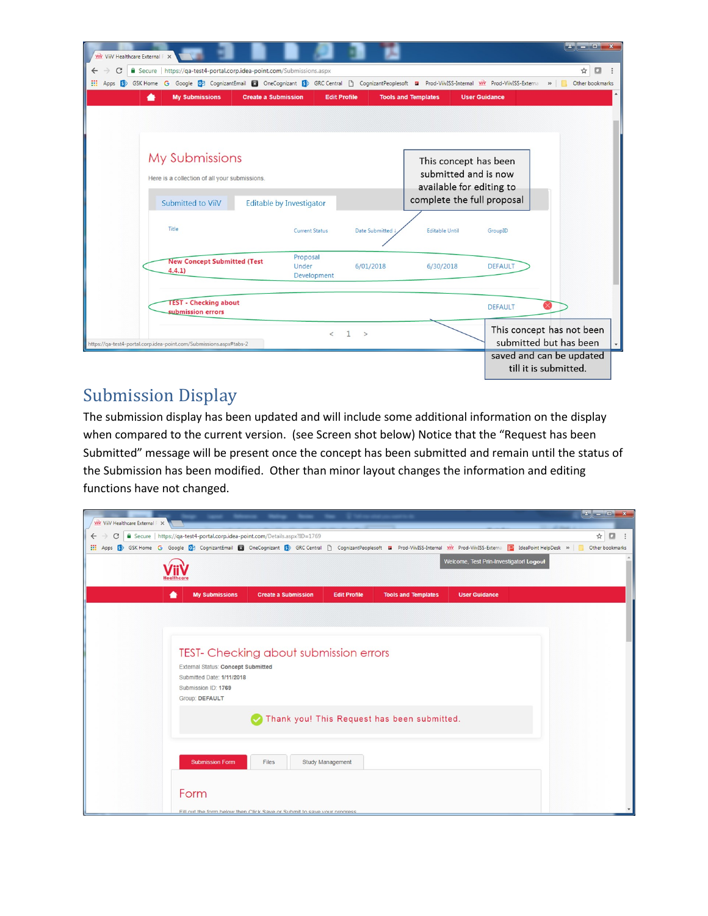This concept has been submitted and is now available for editing to complete the full proposal

This concept has not been submitted but has been saved and can be updated till it is submitted.

## Submission Display

The submission display has been updated and will include some additional information on the display when compared to the current version. (see Screen shot below) Notice that the "Request has been Submitted" message will be present once the concept has been submitted and remain until the status of the Submission has been modified. Other than minor layout changes the information and editing functions have not changed.